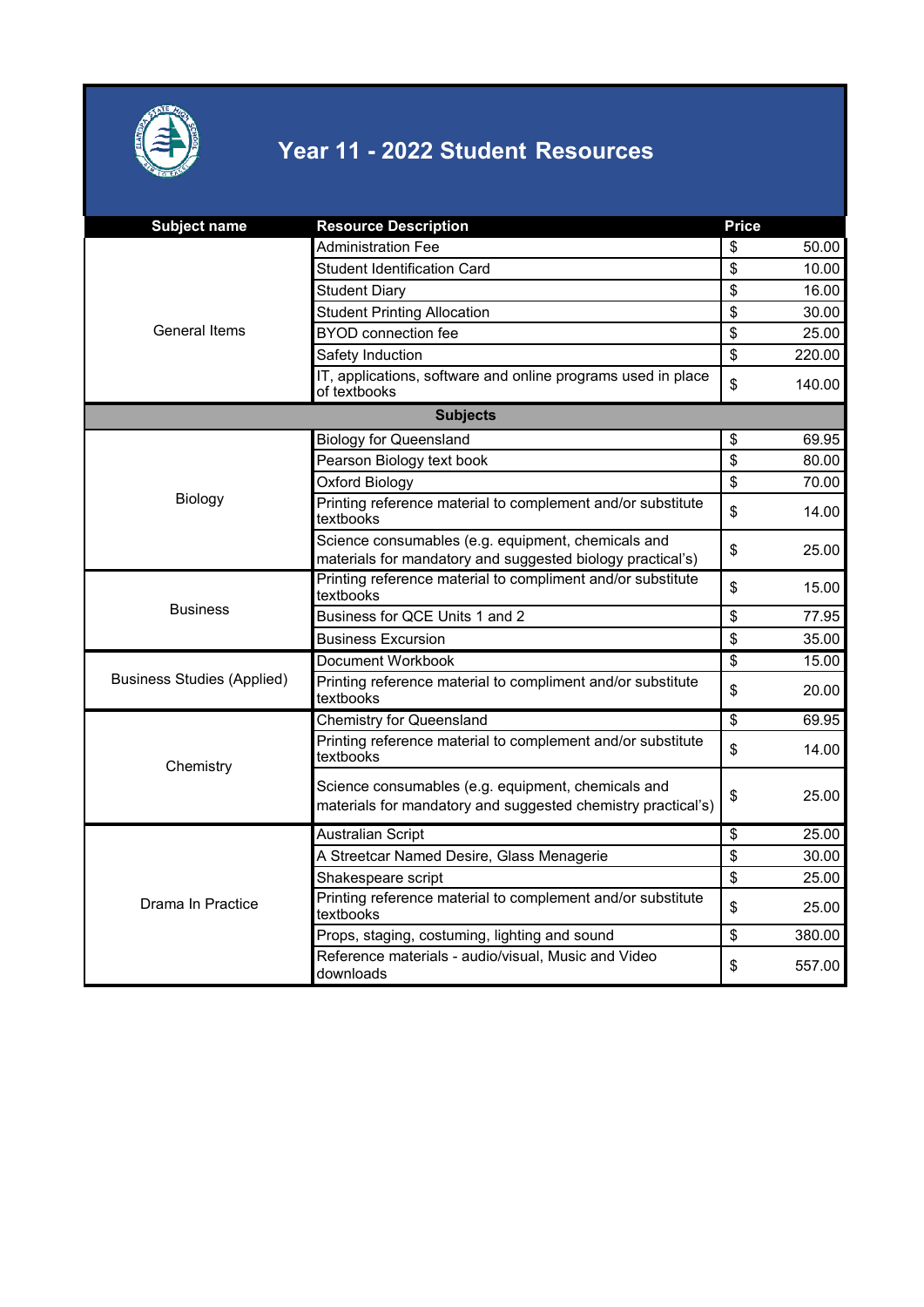# Year 11 - 2022 Student Resources

| Subject name | Resource Description | Price |
|---|---|---|
| General Items | Administration Fee | $ 50.00 |
| | Student Identification Card | $ 10.00 |
| | Student Diary | $ 16.00 |
| | Student Printing Allocation | $ 30.00 |
| | BYOD connection fee | $ 25.00 |
| | Safety Induction | $ 220.00 |
| | IT, applications, software and online programs used in place of textbooks | $ 140.00 |
| **Subjects** | | |
| Biology | Biology for Queensland | $ 69.95 |
| | Pearson Biology text book | $ 80.00 |
| | Oxford Biology | $ 70.00 |
| | Printing reference material to complement and/or substitute textbooks | $ 14.00 |
| | Science consumables (e.g. equipment, chemicals and materials for mandatory and suggested biology practical's) | $ 25.00 |
| Business | Printing reference material to compliment and/or substitute textbooks | $ 15.00 |
| | Business for QCE Units 1 and 2 | $ 77.95 |
| | Business Excursion | $ 35.00 |
| Business Studies (Applied) | Document Workbook | $ 15.00 |
| | Printing reference material to compliment and/or substitute textbooks | $ 20.00 |
| Chemistry | Chemistry for Queensland | $ 69.95 |
| | Printing reference material to complement and/or substitute textbooks | $ 14.00 |
| | Science consumables (e.g. equipment, chemicals and materials for mandatory and suggested chemistry practical's) | $ 25.00 |
| Drama In Practice | Australian Script | $ 25.00 |
| | A Streetcar Named Desire, Glass Menagerie | $ 30.00 |
| | Shakespeare script | $ 25.00 |
| | Printing reference material to complement and/or substitute textbooks | $ 25.00 |
| | Props, staging, costuming, lighting and sound | $ 380.00 |
| | Reference materials - audio/visual, Music and Video downloads | $ 557.00 |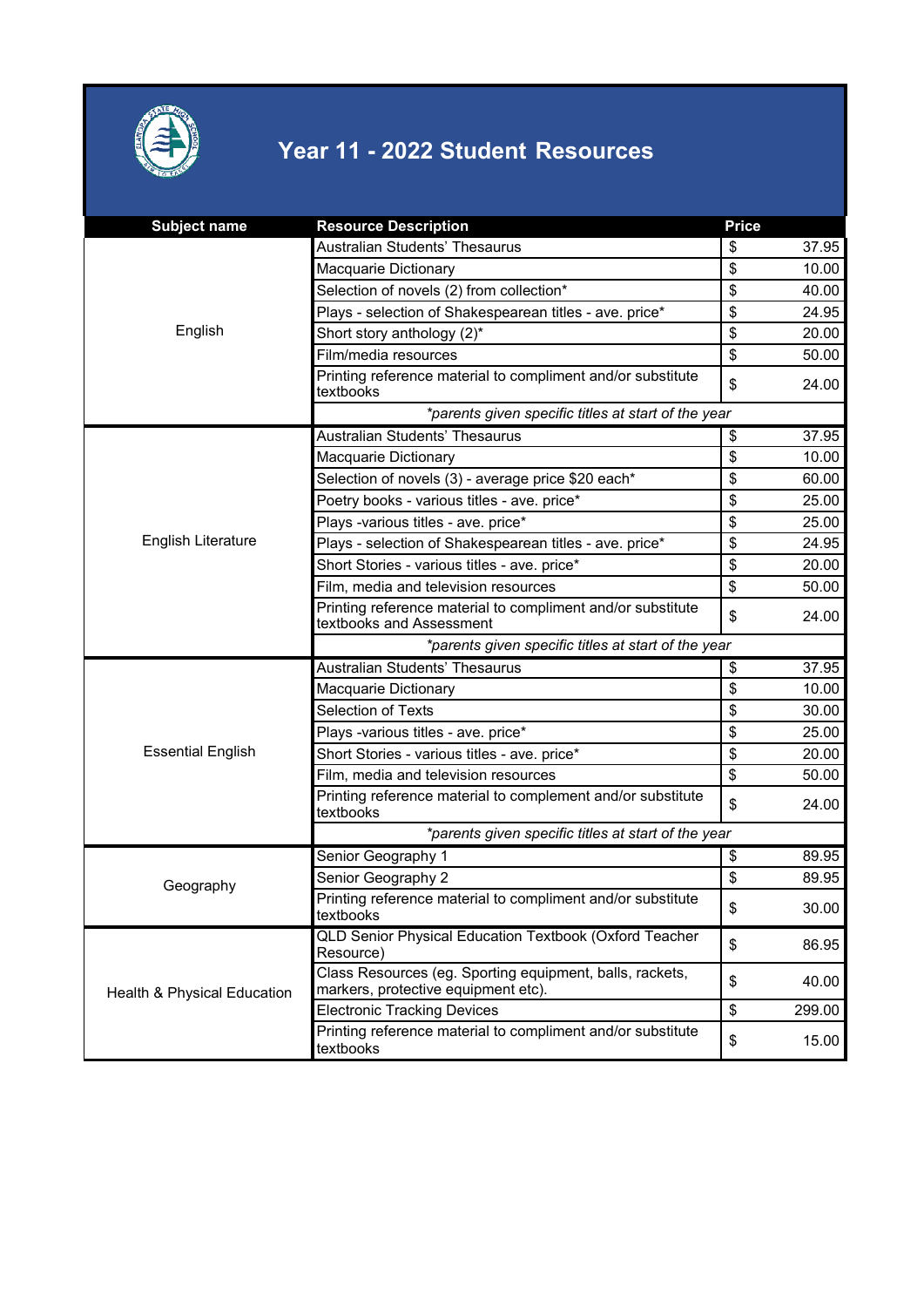# Year 11 - 2022 Student Resources

| Subject name | Resource Description | Price |
|---|---|---|
| English | Australian Students' Thesaurus | $ 37.95 |
| | Macquarie Dictionary | $ 10.00 |
| | Selection of novels (2) from collection* | $ 40.00 |
| | Plays - selection of Shakespearean titles - ave. price* | $ 24.95 |
| | Short story anthology (2)* | $ 20.00 |
| | Film/media resources | $ 50.00 |
| | Printing reference material to compliment and/or substitute textbooks | $ 24.00 |
| | *parents given specific titles at start of the year* | |
| English Literature | Australian Students' Thesaurus | $ 37.95 |
| | Macquarie Dictionary | $ 10.00 |
| | Selection of novels (3) - average price $20 each* | $ 60.00 |
| | Poetry books - various titles - ave. price* | $ 25.00 |
| | Plays -various titles - ave. price* | $ 25.00 |
| | Plays - selection of Shakespearean titles - ave. price* | $ 24.95 |
| | Short Stories - various titles - ave. price* | $ 20.00 |
| | Film, media and television resources | $ 50.00 |
| | Printing reference material to compliment and/or substitute textbooks and Assessment | $ 24.00 |
| | *parents given specific titles at start of the year* | |
| Essential English | Australian Students' Thesaurus | $ 37.95 |
| | Macquarie Dictionary | $ 10.00 |
| | Selection of Texts | $ 30.00 |
| | Plays -various titles - ave. price* | $ 25.00 |
| | Short Stories - various titles - ave. price* | $ 20.00 |
| | Film, media and television resources | $ 50.00 |
| | Printing reference material to complement and/or substitute textbooks | $ 24.00 |
| | *parents given specific titles at start of the year* | |
| Geography | Senior Geography 1 | $ 89.95 |
| | Senior Geography 2 | $ 89.95 |
| | Printing reference material to compliment and/or substitute textbooks | $ 30.00 |
| Health & Physical Education | QLD Senior Physical Education Textbook (Oxford Teacher Resource) | $ 86.95 |
| | Class Resources (eg. Sporting equipment, balls, rackets, markers, protective equipment etc). | $ 40.00 |
| | Electronic Tracking Devices | $ 299.00 |
| | Printing reference material to compliment and/or substitute textbooks | $ 15.00 |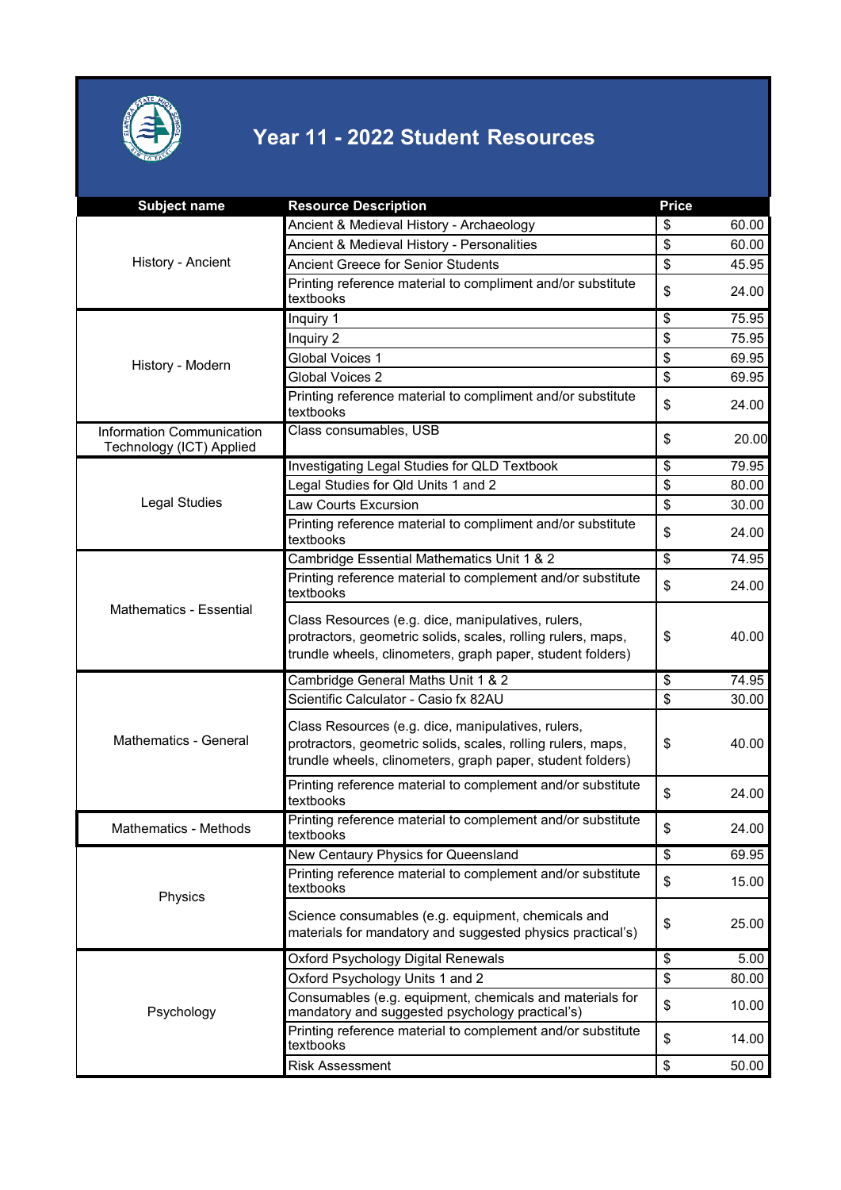# Year 11 - 2022 Student Resources

| Subject name | Resource Description | Price |
|---|---|---|
| History - Ancient | Ancient & Medieval History - Archaeology | $ 60.00 |
| | Ancient & Medieval History - Personalities | $ 60.00 |
| | Ancient Greece for Senior Students | $ 45.95 |
| | Printing reference material to compliment and/or substitute textbooks | $ 24.00 |
| History - Modern | Inquiry 1 | $ 75.95 |
| | Inquiry 2 | $ 75.95 |
| | Global Voices 1 | $ 69.95 |
| | Global Voices 2 | $ 69.95 |
| | Printing reference material to compliment and/or substitute textbooks | $ 24.00 |
| Information Communication Technology (ICT) Applied | Class consumables, USB | $ 20.00 |
| Legal Studies | Investigating Legal Studies for QLD Textbook | $ 79.95 |
| | Legal Studies for Qld Units 1 and 2 | $ 80.00 |
| | Law Courts Excursion | $ 30.00 |
| | Printing reference material to compliment and/or substitute textbooks | $ 24.00 |
| Mathematics - Essential | Cambridge Essential Mathematics Unit 1 & 2 | $ 74.95 |
| | Printing reference material to complement and/or substitute textbooks | $ 24.00 |
| | Class Resources (e.g. dice, manipulatives, rulers, protractors, geometric solids, scales, rolling rulers, maps, trundle wheels, clinometers, graph paper, student folders) | $ 40.00 |
| Mathematics - General | Cambridge General Maths Unit 1 & 2 | $ 74.95 |
| | Scientific Calculator - Casio fx 82AU | $ 30.00 |
| | Class Resources (e.g. dice, manipulatives, rulers, protractors, geometric solids, scales, rolling rulers, maps, trundle wheels, clinometers, graph paper, student folders) | $ 40.00 |
| | Printing reference material to complement and/or substitute textbooks | $ 24.00 |
| Mathematics - Methods | Printing reference material to complement and/or substitute textbooks | $ 24.00 |
| Physics | New Centaury Physics for Queensland | $ 69.95 |
| | Printing reference material to complement and/or substitute textbooks | $ 15.00 |
| | Science consumables (e.g. equipment, chemicals and materials for mandatory and suggested physics practical's) | $ 25.00 |
| Psychology | Oxford Psychology Digital Renewals | $ 5.00 |
| | Oxford Psychology Units 1 and 2 | $ 80.00 |
| | Consumables (e.g. equipment, chemicals and materials for mandatory and suggested psychology practical's) | $ 10.00 |
| | Printing reference material to complement and/or substitute textbooks | $ 14.00 |
| | Risk Assessment | $ 50.00 |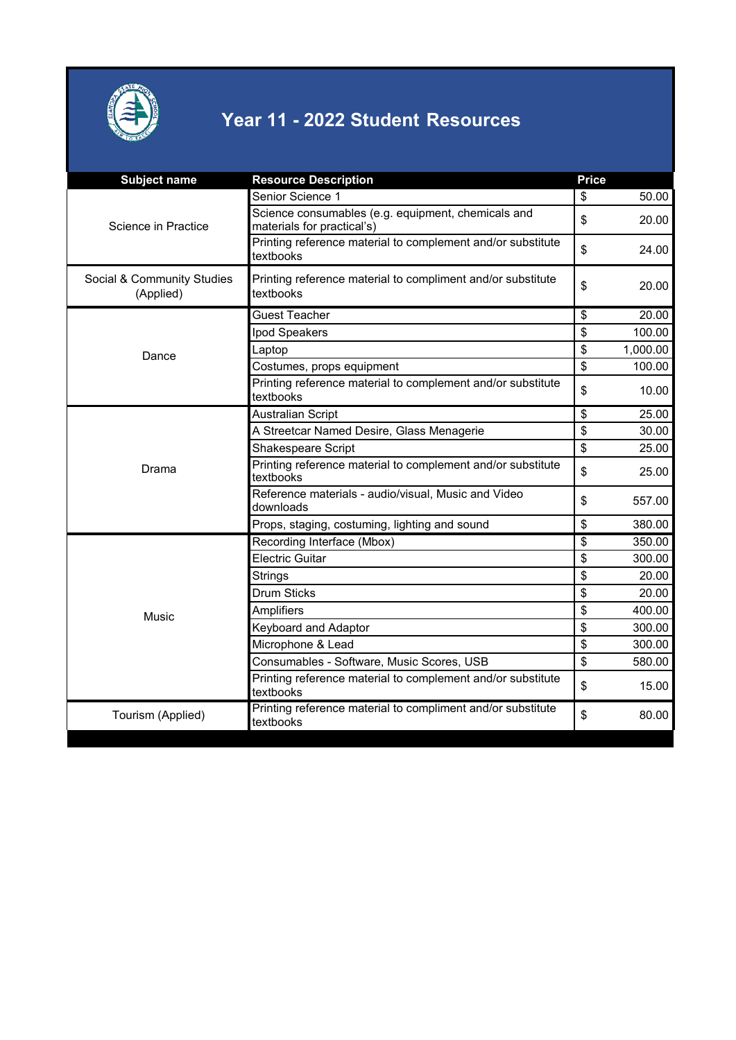# Year 11 - 2022 Student Resources

| Subject name | Resource Description | Price |
|---|---|---|
| Science in Practice | Senior Science 1 | $ 50.00 |
| | Science consumables (e.g. equipment, chemicals and materials for practical's) | $ 20.00 |
| | Printing reference material to complement and/or substitute textbooks | $ 24.00 |
| Social & Community Studies (Applied) | Printing reference material to compliment and/or substitute textbooks | $ 20.00 |
| Dance | Guest Teacher | $ 20.00 |
| | Ipod Speakers | $ 100.00 |
| | Laptop | $ 1,000.00 |
| | Costumes, props equipment | $ 100.00 |
| | Printing reference material to complement and/or substitute textbooks | $ 10.00 |
| Drama | Australian Script | $ 25.00 |
| | A Streetcar Named Desire, Glass Menagerie | $ 30.00 |
| | Shakespeare Script | $ 25.00 |
| | Printing reference material to complement and/or substitute textbooks | $ 25.00 |
| | Reference materials - audio/visual, Music and Video downloads | $ 557.00 |
| | Props, staging, costuming, lighting and sound | $ 380.00 |
| Music | Recording Interface (Mbox) | $ 350.00 |
| | Electric Guitar | $ 300.00 |
| | Strings | $ 20.00 |
| | Drum Sticks | $ 20.00 |
| | Amplifiers | $ 400.00 |
| | Keyboard and Adaptor | $ 300.00 |
| | Microphone & Lead | $ 300.00 |
| | Consumables - Software, Music Scores, USB | $ 580.00 |
| | Printing reference material to complement and/or substitute textbooks | $ 15.00 |
| Tourism (Applied) | Printing reference material to compliment and/or substitute textbooks | $ 80.00 |